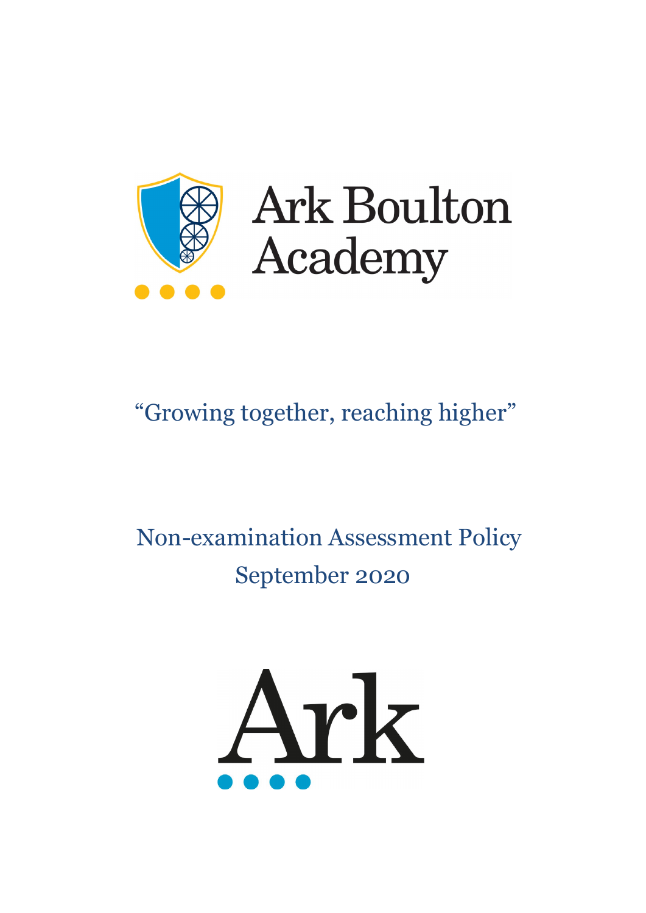Ark Boulton Academy

"Growing together, reaching higher"

# Non-examination Assessment Policy

September 2020

Ark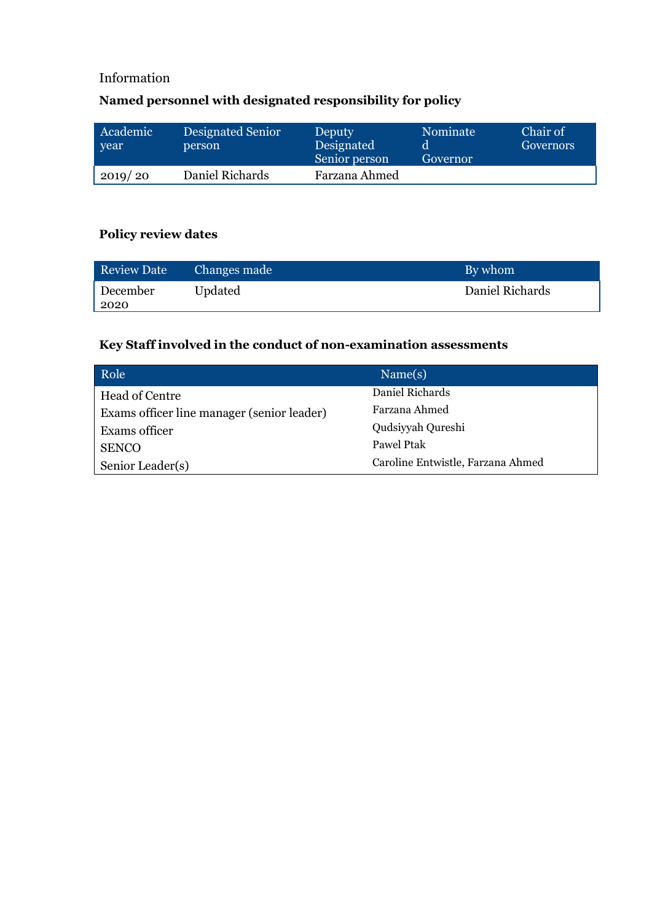Information

**Named personnel with designated responsibility for policy**

| Academic year | Designated Senior person | Deputy Designated Senior person | Nominated Governor | Chair of Governors |
|---|---|---|---|---|
| 2019/ 20 | Daniel Richards | Farzana Ahmed | | |

**Policy review dates**

| Review Date | Changes made | By whom |
|---|---|---|
| December 2020 | Updated | Daniel Richards |

**Key Staff involved in the conduct of non-examination assessments**

| Role | Name(s) |
|---|---|
| Head of Centre | Daniel Richards |
| Exams officer line manager (senior leader) | Farzana Ahmed |
| Exams officer | Qudsiyyah Qureshi |
| SENCO | Pawel Ptak |
| Senior Leader(s) | Caroline Entwistle, Farzana Ahmed |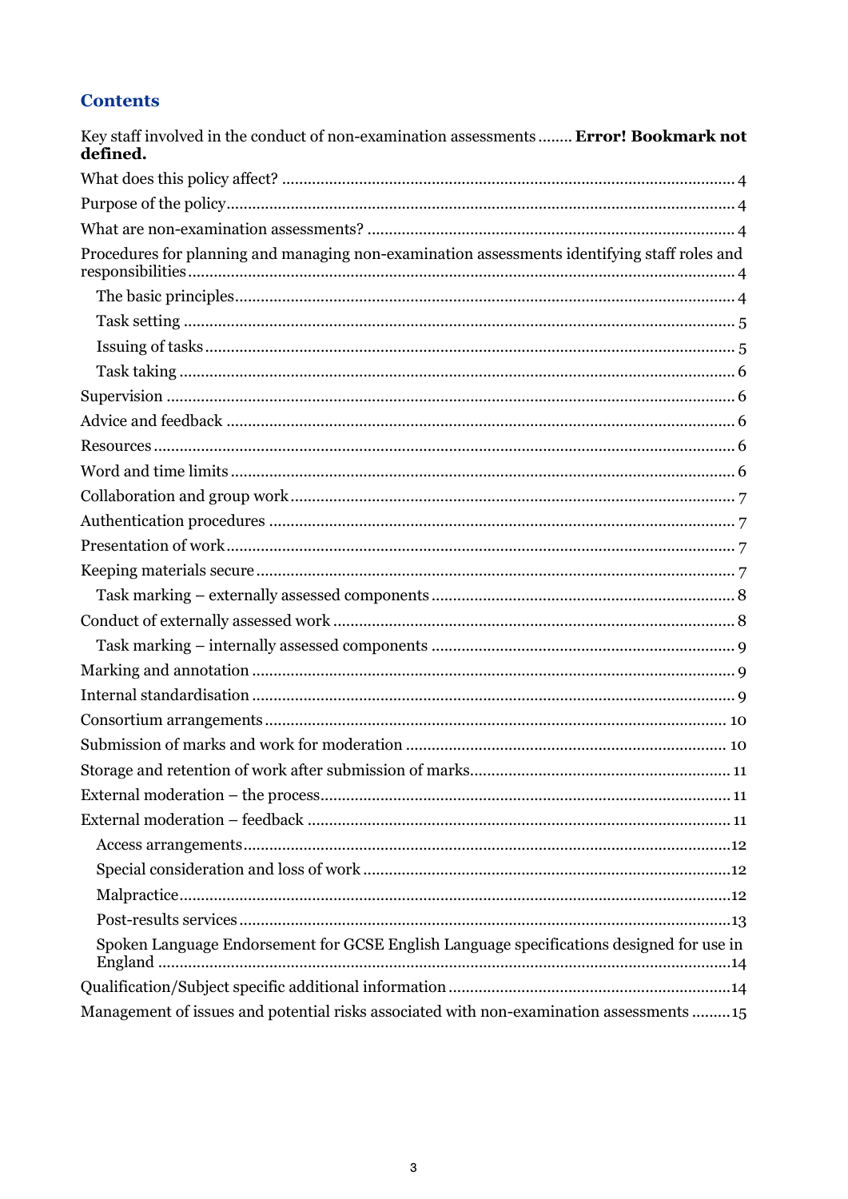## Contents

Key staff involved in the conduct of non-examination assessments ........ **Error! Bookmark not defined.**

What does this policy affect? .......... 4

Purpose of the policy .......... 4

What are non-examination assessments? .......... 4

Procedures for planning and managing non-examination assessments identifying staff roles and responsibilities .......... 4

- The basic principles .......... 4
- Task setting .......... 5
- Issuing of tasks .......... 5
- Task taking .......... 6

Supervision .......... 6

Advice and feedback .......... 6

Resources .......... 6

Word and time limits .......... 6

Collaboration and group work .......... 7

Authentication procedures .......... 7

Presentation of work .......... 7

Keeping materials secure .......... 7

- Task marking – externally assessed components .......... 8

Conduct of externally assessed work .......... 8

- Task marking – internally assessed components .......... 9

Marking and annotation .......... 9

Internal standardisation .......... 9

Consortium arrangements .......... 10

Submission of marks and work for moderation .......... 10

Storage and retention of work after submission of marks .......... 11

External moderation – the process .......... 11

External moderation – feedback .......... 11

- Access arrangements .......... 12
- Special consideration and loss of work .......... 12
- Malpractice .......... 12
- Post-results services .......... 13
- Spoken Language Endorsement for GCSE English Language specifications designed for use in England .......... 14

Qualification/Subject specific additional information .......... 14

Management of issues and potential risks associated with non-examination assessments .......... 15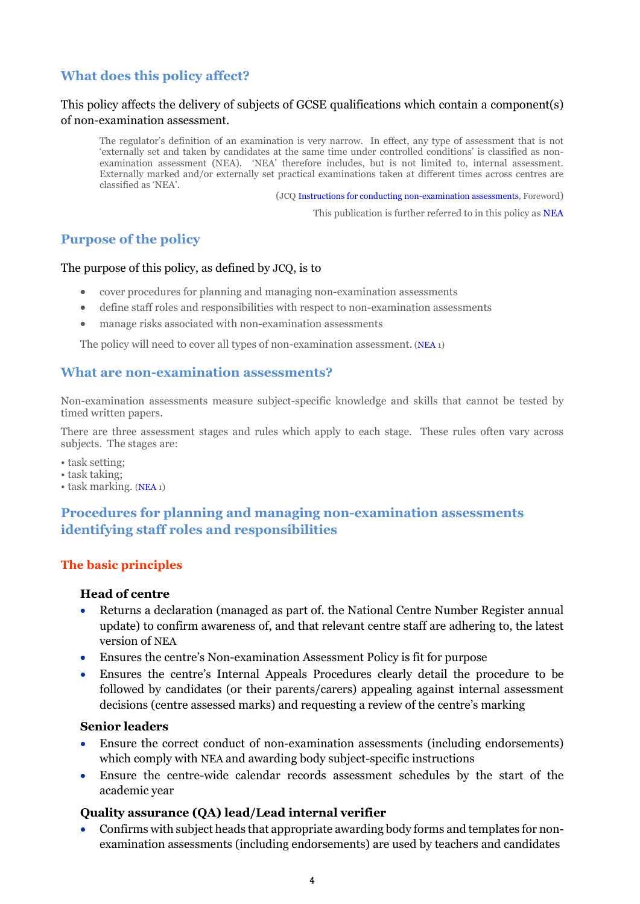## What does this policy affect?

This policy affects the delivery of subjects of GCSE qualifications which contain a component(s) of non-examination assessment.

> The regulator's definition of an examination is very narrow. In effect, any type of assessment that is not 'externally set and taken by candidates at the same time under controlled conditions' is classified as non-examination assessment (NEA). 'NEA' therefore includes, but is not limited to, internal assessment. Externally marked and/or externally set practical examinations taken at different times across centres are classified as 'NEA'.
>
> (JCQ Instructions for conducting non-examination assessments, Foreword)
>
> This publication is further referred to in this policy as NEA

## Purpose of the policy

The purpose of this policy, as defined by JCQ, is to

- cover procedures for planning and managing non-examination assessments
- define staff roles and responsibilities with respect to non-examination assessments
- manage risks associated with non-examination assessments

The policy will need to cover all types of non-examination assessment. (NEA 1)

## What are non-examination assessments?

Non-examination assessments measure subject-specific knowledge and skills that cannot be tested by timed written papers.

There are three assessment stages and rules which apply to each stage. These rules often vary across subjects. The stages are:

- task setting;
- task taking;
- task marking. (NEA 1)

## Procedures for planning and managing non-examination assessments identifying staff roles and responsibilities

### The basic principles

#### Head of centre

- Returns a declaration (managed as part of. the National Centre Number Register annual update) to confirm awareness of, and that relevant centre staff are adhering to, the latest version of NEA
- Ensures the centre's Non-examination Assessment Policy is fit for purpose
- Ensures the centre's Internal Appeals Procedures clearly detail the procedure to be followed by candidates (or their parents/carers) appealing against internal assessment decisions (centre assessed marks) and requesting a review of the centre's marking

#### Senior leaders

- Ensure the correct conduct of non-examination assessments (including endorsements) which comply with NEA and awarding body subject-specific instructions
- Ensure the centre-wide calendar records assessment schedules by the start of the academic year

#### Quality assurance (QA) lead/Lead internal verifier

- Confirms with subject heads that appropriate awarding body forms and templates for non-examination assessments (including endorsements) are used by teachers and candidates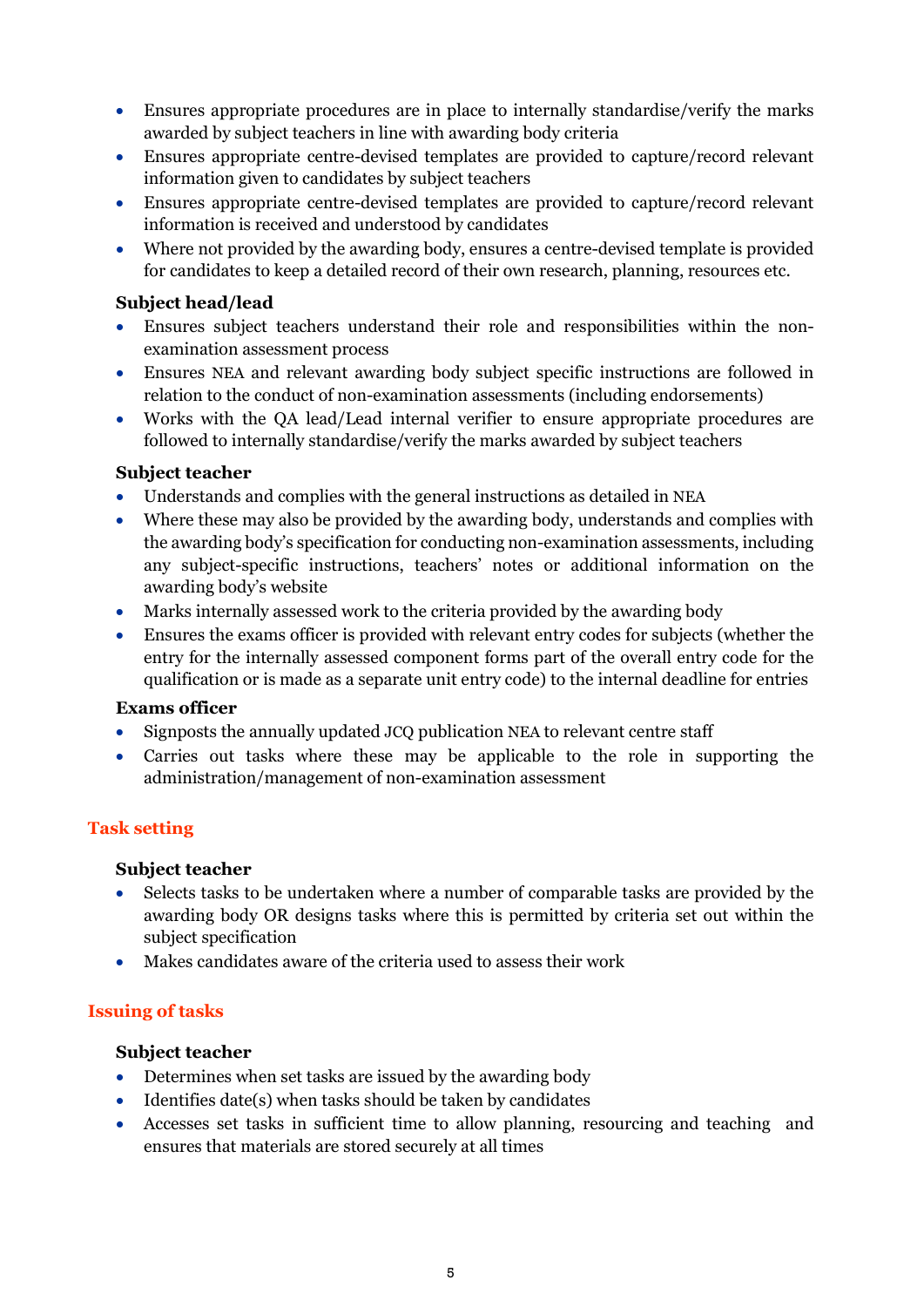- Ensures appropriate procedures are in place to internally standardise/verify the marks awarded by subject teachers in line with awarding body criteria
- Ensures appropriate centre-devised templates are provided to capture/record relevant information given to candidates by subject teachers
- Ensures appropriate centre-devised templates are provided to capture/record relevant information is received and understood by candidates
- Where not provided by the awarding body, ensures a centre-devised template is provided for candidates to keep a detailed record of their own research, planning, resources etc.

**Subject head/lead**

- Ensures subject teachers understand their role and responsibilities within the non-examination assessment process
- Ensures NEA and relevant awarding body subject specific instructions are followed in relation to the conduct of non-examination assessments (including endorsements)
- Works with the QA lead/Lead internal verifier to ensure appropriate procedures are followed to internally standardise/verify the marks awarded by subject teachers

**Subject teacher**

- Understands and complies with the general instructions as detailed in NEA
- Where these may also be provided by the awarding body, understands and complies with the awarding body's specification for conducting non-examination assessments, including any subject-specific instructions, teachers' notes or additional information on the awarding body's website
- Marks internally assessed work to the criteria provided by the awarding body
- Ensures the exams officer is provided with relevant entry codes for subjects (whether the entry for the internally assessed component forms part of the overall entry code for the qualification or is made as a separate unit entry code) to the internal deadline for entries

**Exams officer**

- Signposts the annually updated JCQ publication NEA to relevant centre staff
- Carries out tasks where these may be applicable to the role in supporting the administration/management of non-examination assessment

## Task setting

**Subject teacher**

- Selects tasks to be undertaken where a number of comparable tasks are provided by the awarding body OR designs tasks where this is permitted by criteria set out within the subject specification
- Makes candidates aware of the criteria used to assess their work

## Issuing of tasks

**Subject teacher**

- Determines when set tasks are issued by the awarding body
- Identifies date(s) when tasks should be taken by candidates
- Accesses set tasks in sufficient time to allow planning, resourcing and teaching and ensures that materials are stored securely at all times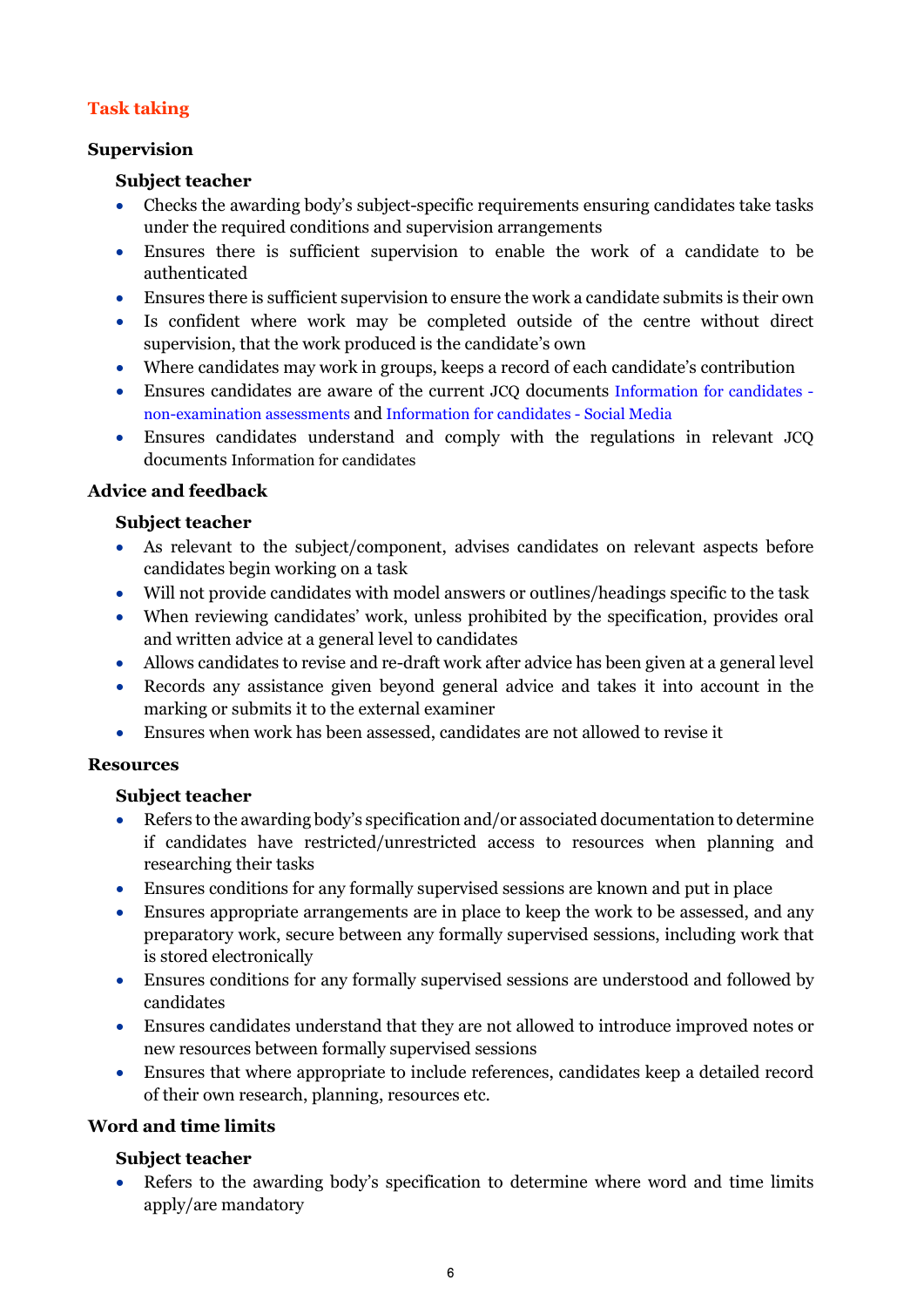## Task taking

### Supervision

#### Subject teacher

- Checks the awarding body's subject-specific requirements ensuring candidates take tasks under the required conditions and supervision arrangements
- Ensures there is sufficient supervision to enable the work of a candidate to be authenticated
- Ensures there is sufficient supervision to ensure the work a candidate submits is their own
- Is confident where work may be completed outside of the centre without direct supervision, that the work produced is the candidate's own
- Where candidates may work in groups, keeps a record of each candidate's contribution
- Ensures candidates are aware of the current JCQ documents Information for candidates - non-examination assessments and Information for candidates - Social Media
- Ensures candidates understand and comply with the regulations in relevant JCQ documents Information for candidates

### Advice and feedback

#### Subject teacher

- As relevant to the subject/component, advises candidates on relevant aspects before candidates begin working on a task
- Will not provide candidates with model answers or outlines/headings specific to the task
- When reviewing candidates' work, unless prohibited by the specification, provides oral and written advice at a general level to candidates
- Allows candidates to revise and re-draft work after advice has been given at a general level
- Records any assistance given beyond general advice and takes it into account in the marking or submits it to the external examiner
- Ensures when work has been assessed, candidates are not allowed to revise it

### Resources

#### Subject teacher

- Refers to the awarding body's specification and/or associated documentation to determine if candidates have restricted/unrestricted access to resources when planning and researching their tasks
- Ensures conditions for any formally supervised sessions are known and put in place
- Ensures appropriate arrangements are in place to keep the work to be assessed, and any preparatory work, secure between any formally supervised sessions, including work that is stored electronically
- Ensures conditions for any formally supervised sessions are understood and followed by candidates
- Ensures candidates understand that they are not allowed to introduce improved notes or new resources between formally supervised sessions
- Ensures that where appropriate to include references, candidates keep a detailed record of their own research, planning, resources etc.

### Word and time limits

#### Subject teacher

- Refers to the awarding body's specification to determine where word and time limits apply/are mandatory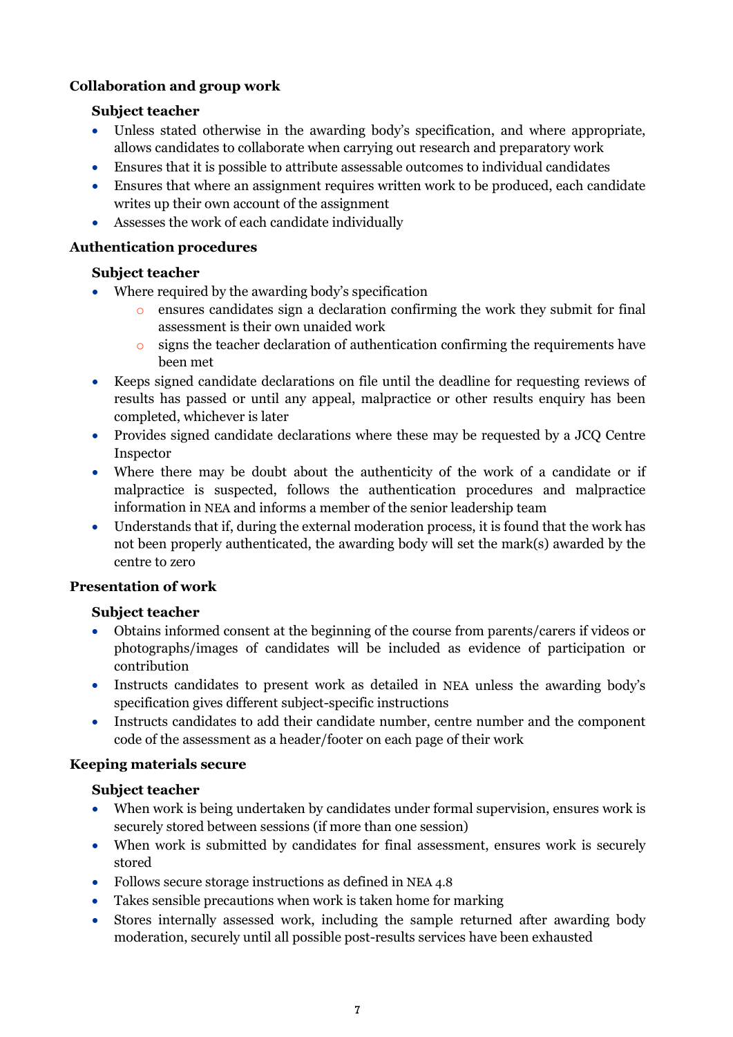### Collaboration and group work

#### Subject teacher

- Unless stated otherwise in the awarding body's specification, and where appropriate, allows candidates to collaborate when carrying out research and preparatory work
- Ensures that it is possible to attribute assessable outcomes to individual candidates
- Ensures that where an assignment requires written work to be produced, each candidate writes up their own account of the assignment
- Assesses the work of each candidate individually

### Authentication procedures

#### Subject teacher

- Where required by the awarding body's specification
    - ensures candidates sign a declaration confirming the work they submit for final assessment is their own unaided work
    - signs the teacher declaration of authentication confirming the requirements have been met
- Keeps signed candidate declarations on file until the deadline for requesting reviews of results has passed or until any appeal, malpractice or other results enquiry has been completed, whichever is later
- Provides signed candidate declarations where these may be requested by a JCQ Centre Inspector
- Where there may be doubt about the authenticity of the work of a candidate or if malpractice is suspected, follows the authentication procedures and malpractice information in NEA and informs a member of the senior leadership team
- Understands that if, during the external moderation process, it is found that the work has not been properly authenticated, the awarding body will set the mark(s) awarded by the centre to zero

### Presentation of work

#### Subject teacher

- Obtains informed consent at the beginning of the course from parents/carers if videos or photographs/images of candidates will be included as evidence of participation or contribution
- Instructs candidates to present work as detailed in NEA unless the awarding body's specification gives different subject-specific instructions
- Instructs candidates to add their candidate number, centre number and the component code of the assessment as a header/footer on each page of their work

### Keeping materials secure

#### Subject teacher

- When work is being undertaken by candidates under formal supervision, ensures work is securely stored between sessions (if more than one session)
- When work is submitted by candidates for final assessment, ensures work is securely stored
- Follows secure storage instructions as defined in NEA 4.8
- Takes sensible precautions when work is taken home for marking
- Stores internally assessed work, including the sample returned after awarding body moderation, securely until all possible post-results services have been exhausted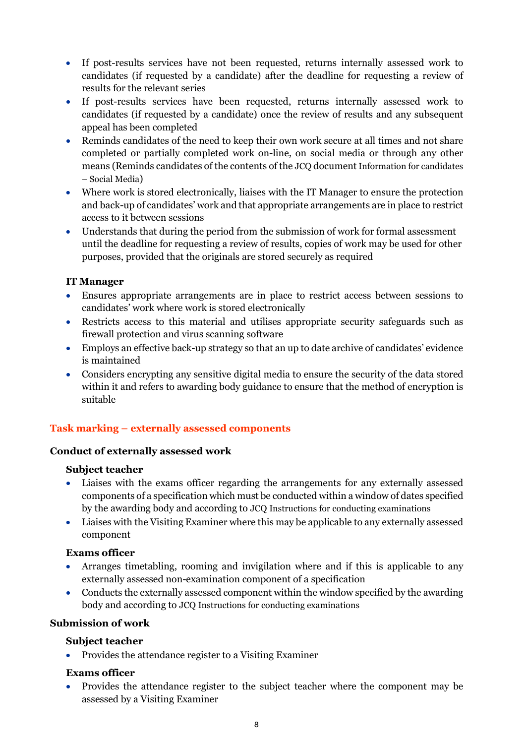- If post-results services have not been requested, returns internally assessed work to candidates (if requested by a candidate) after the deadline for requesting a review of results for the relevant series
- If post-results services have been requested, returns internally assessed work to candidates (if requested by a candidate) once the review of results and any subsequent appeal has been completed
- Reminds candidates of the need to keep their own work secure at all times and not share completed or partially completed work on-line, on social media or through any other means (Reminds candidates of the contents of the JCQ document Information for candidates – Social Media)
- Where work is stored electronically, liaises with the IT Manager to ensure the protection and back-up of candidates' work and that appropriate arrangements are in place to restrict access to it between sessions
- Understands that during the period from the submission of work for formal assessment until the deadline for requesting a review of results, copies of work may be used for other purposes, provided that the originals are stored securely as required

**IT Manager**

- Ensures appropriate arrangements are in place to restrict access between sessions to candidates' work where work is stored electronically
- Restricts access to this material and utilises appropriate security safeguards such as firewall protection and virus scanning software
- Employs an effective back-up strategy so that an up to date archive of candidates' evidence is maintained
- Considers encrypting any sensitive digital media to ensure the security of the data stored within it and refers to awarding body guidance to ensure that the method of encryption is suitable

## Task marking – externally assessed components

### Conduct of externally assessed work

**Subject teacher**

- Liaises with the exams officer regarding the arrangements for any externally assessed components of a specification which must be conducted within a window of dates specified by the awarding body and according to JCQ Instructions for conducting examinations
- Liaises with the Visiting Examiner where this may be applicable to any externally assessed component

**Exams officer**

- Arranges timetabling, rooming and invigilation where and if this is applicable to any externally assessed non-examination component of a specification
- Conducts the externally assessed component within the window specified by the awarding body and according to JCQ Instructions for conducting examinations

### Submission of work

**Subject teacher**

- Provides the attendance register to a Visiting Examiner

**Exams officer**

- Provides the attendance register to the subject teacher where the component may be assessed by a Visiting Examiner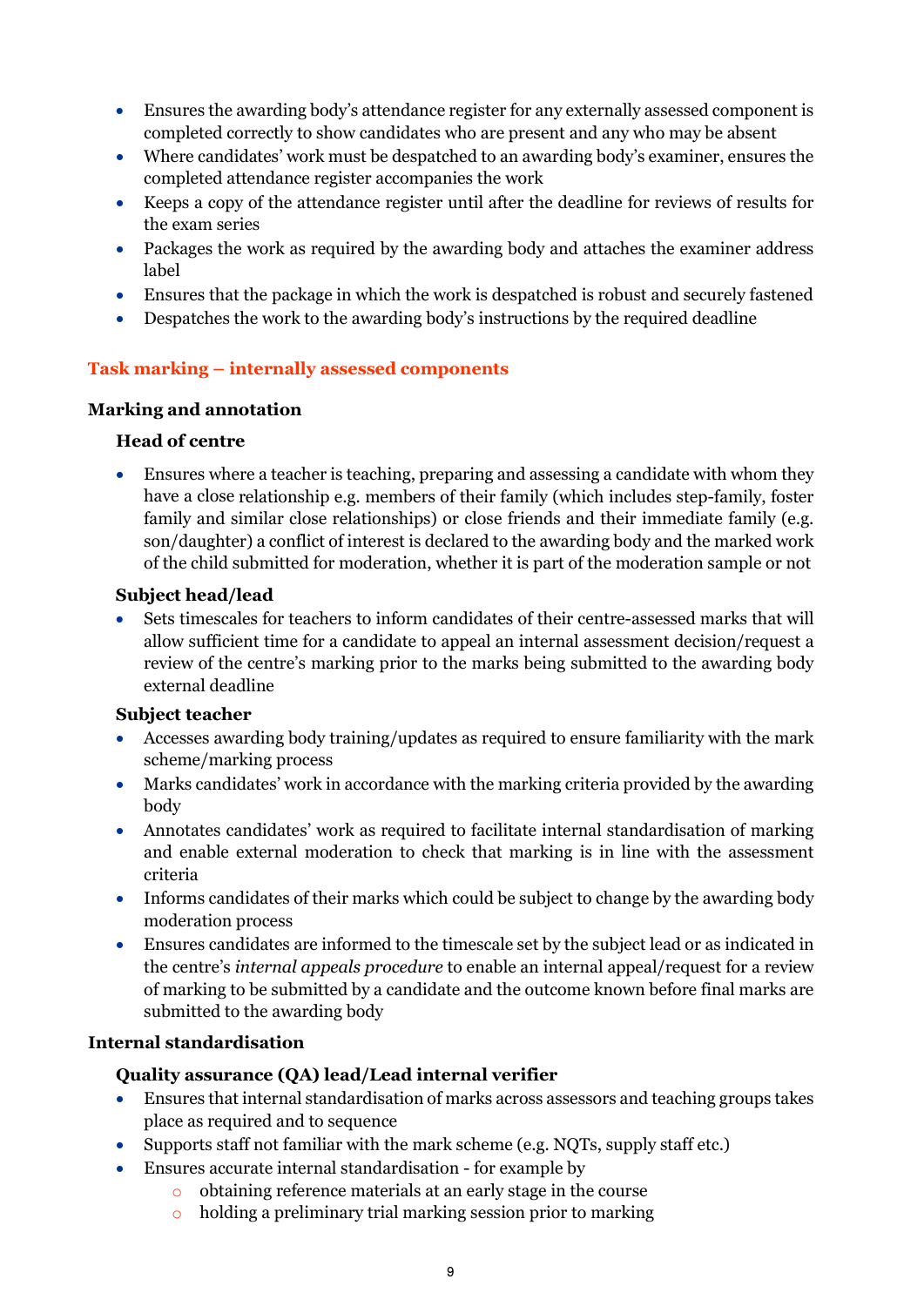- Ensures the awarding body's attendance register for any externally assessed component is completed correctly to show candidates who are present and any who may be absent
- Where candidates' work must be despatched to an awarding body's examiner, ensures the completed attendance register accompanies the work
- Keeps a copy of the attendance register until after the deadline for reviews of results for the exam series
- Packages the work as required by the awarding body and attaches the examiner address label
- Ensures that the package in which the work is despatched is robust and securely fastened
- Despatches the work to the awarding body's instructions by the required deadline

## Task marking – internally assessed components

### Marking and annotation

#### Head of centre

- Ensures where a teacher is teaching, preparing and assessing a candidate with whom they have a close relationship e.g. members of their family (which includes step-family, foster family and similar close relationships) or close friends and their immediate family (e.g. son/daughter) a conflict of interest is declared to the awarding body and the marked work of the child submitted for moderation, whether it is part of the moderation sample or not

#### Subject head/lead

- Sets timescales for teachers to inform candidates of their centre-assessed marks that will allow sufficient time for a candidate to appeal an internal assessment decision/request a review of the centre's marking prior to the marks being submitted to the awarding body external deadline

#### Subject teacher

- Accesses awarding body training/updates as required to ensure familiarity with the mark scheme/marking process
- Marks candidates' work in accordance with the marking criteria provided by the awarding body
- Annotates candidates' work as required to facilitate internal standardisation of marking and enable external moderation to check that marking is in line with the assessment criteria
- Informs candidates of their marks which could be subject to change by the awarding body moderation process
- Ensures candidates are informed to the timescale set by the subject lead or as indicated in the centre's *internal appeals procedure* to enable an internal appeal/request for a review of marking to be submitted by a candidate and the outcome known before final marks are submitted to the awarding body

### Internal standardisation

#### Quality assurance (QA) lead/Lead internal verifier

- Ensures that internal standardisation of marks across assessors and teaching groups takes place as required and to sequence
- Supports staff not familiar with the mark scheme (e.g. NQTs, supply staff etc.)
- Ensures accurate internal standardisation - for example by
  - obtaining reference materials at an early stage in the course
  - holding a preliminary trial marking session prior to marking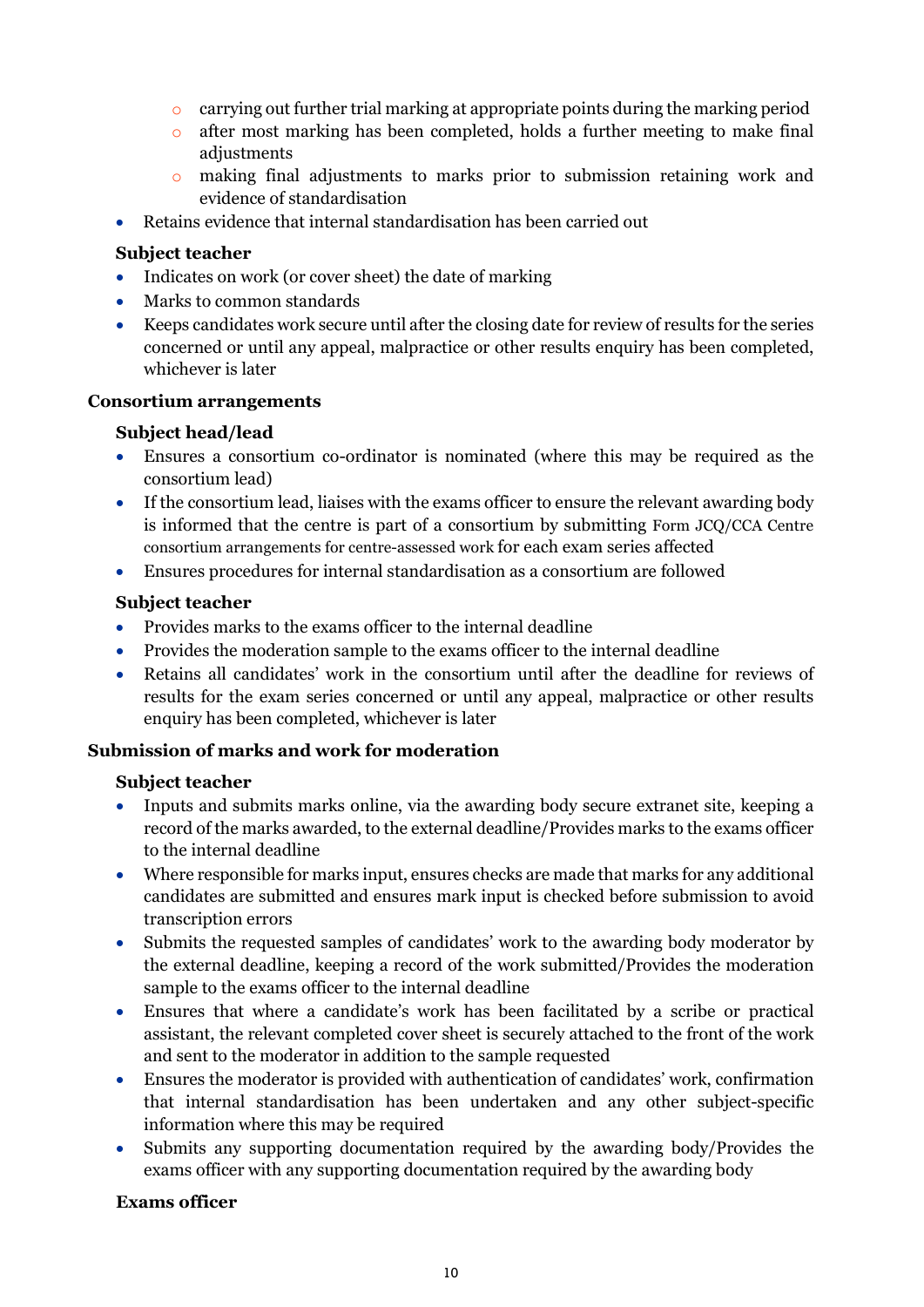- carrying out further trial marking at appropriate points during the marking period
    - after most marking has been completed, holds a further meeting to make final adjustments
    - making final adjustments to marks prior to submission retaining work and evidence of standardisation
- Retains evidence that internal standardisation has been carried out

**Subject teacher**

- Indicates on work (or cover sheet) the date of marking
- Marks to common standards
- Keeps candidates work secure until after the closing date for review of results for the series concerned or until any appeal, malpractice or other results enquiry has been completed, whichever is later

**Consortium arrangements**

**Subject head/lead**

- Ensures a consortium co-ordinator is nominated (where this may be required as the consortium lead)
- If the consortium lead, liaises with the exams officer to ensure the relevant awarding body is informed that the centre is part of a consortium by submitting Form JCQ/CCA Centre consortium arrangements for centre-assessed work for each exam series affected
- Ensures procedures for internal standardisation as a consortium are followed

**Subject teacher**

- Provides marks to the exams officer to the internal deadline
- Provides the moderation sample to the exams officer to the internal deadline
- Retains all candidates' work in the consortium until after the deadline for reviews of results for the exam series concerned or until any appeal, malpractice or other results enquiry has been completed, whichever is later

**Submission of marks and work for moderation**

**Subject teacher**

- Inputs and submits marks online, via the awarding body secure extranet site, keeping a record of the marks awarded, to the external deadline/Provides marks to the exams officer to the internal deadline
- Where responsible for marks input, ensures checks are made that marks for any additional candidates are submitted and ensures mark input is checked before submission to avoid transcription errors
- Submits the requested samples of candidates' work to the awarding body moderator by the external deadline, keeping a record of the work submitted/Provides the moderation sample to the exams officer to the internal deadline
- Ensures that where a candidate's work has been facilitated by a scribe or practical assistant, the relevant completed cover sheet is securely attached to the front of the work and sent to the moderator in addition to the sample requested
- Ensures the moderator is provided with authentication of candidates' work, confirmation that internal standardisation has been undertaken and any other subject-specific information where this may be required
- Submits any supporting documentation required by the awarding body/Provides the exams officer with any supporting documentation required by the awarding body

**Exams officer**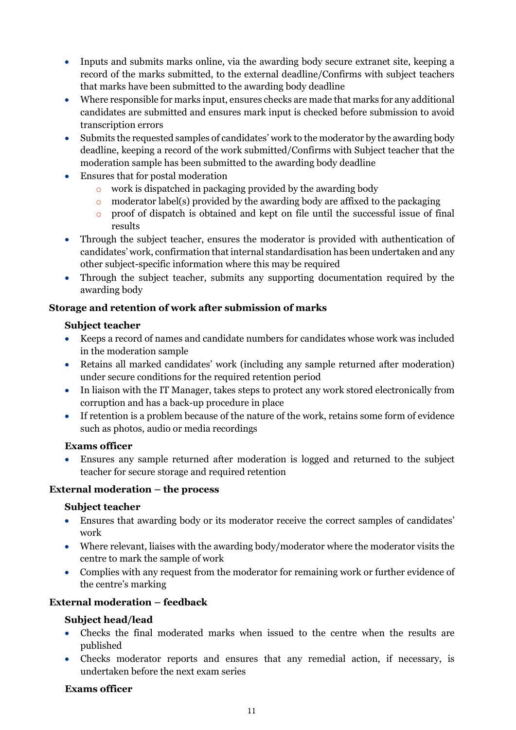- Inputs and submits marks online, via the awarding body secure extranet site, keeping a record of the marks submitted, to the external deadline/Confirms with subject teachers that marks have been submitted to the awarding body deadline
- Where responsible for marks input, ensures checks are made that marks for any additional candidates are submitted and ensures mark input is checked before submission to avoid transcription errors
- Submits the requested samples of candidates' work to the moderator by the awarding body deadline, keeping a record of the work submitted/Confirms with Subject teacher that the moderation sample has been submitted to the awarding body deadline
- Ensures that for postal moderation
    - work is dispatched in packaging provided by the awarding body
    - moderator label(s) provided by the awarding body are affixed to the packaging
    - proof of dispatch is obtained and kept on file until the successful issue of final results
- Through the subject teacher, ensures the moderator is provided with authentication of candidates' work, confirmation that internal standardisation has been undertaken and any other subject-specific information where this may be required
- Through the subject teacher, submits any supporting documentation required by the awarding body

### Storage and retention of work after submission of marks

#### Subject teacher

- Keeps a record of names and candidate numbers for candidates whose work was included in the moderation sample
- Retains all marked candidates' work (including any sample returned after moderation) under secure conditions for the required retention period
- In liaison with the IT Manager, takes steps to protect any work stored electronically from corruption and has a back-up procedure in place
- If retention is a problem because of the nature of the work, retains some form of evidence such as photos, audio or media recordings

#### Exams officer

- Ensures any sample returned after moderation is logged and returned to the subject teacher for secure storage and required retention

### External moderation – the process

#### Subject teacher

- Ensures that awarding body or its moderator receive the correct samples of candidates' work
- Where relevant, liaises with the awarding body/moderator where the moderator visits the centre to mark the sample of work
- Complies with any request from the moderator for remaining work or further evidence of the centre's marking

### External moderation – feedback

#### Subject head/lead

- Checks the final moderated marks when issued to the centre when the results are published
- Checks moderator reports and ensures that any remedial action, if necessary, is undertaken before the next exam series

#### Exams officer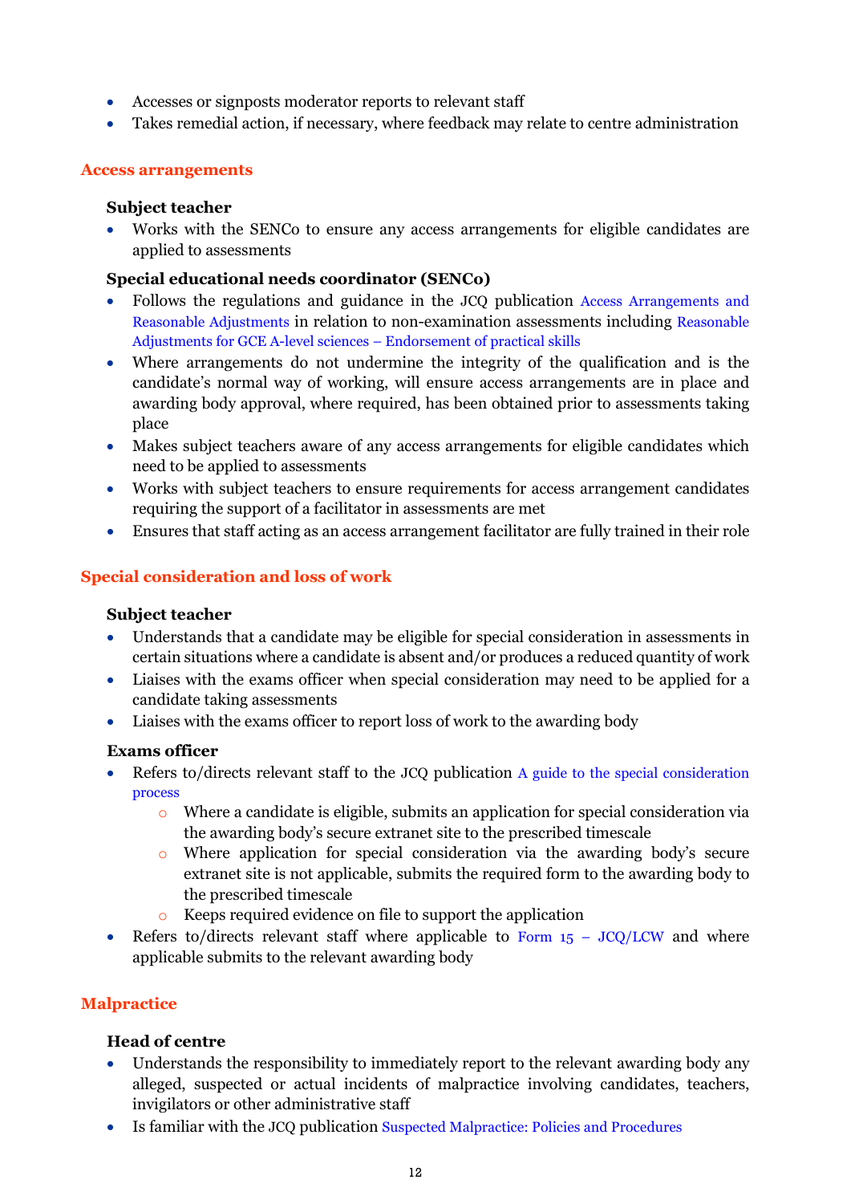- Accesses or signposts moderator reports to relevant staff
- Takes remedial action, if necessary, where feedback may relate to centre administration

## Access arrangements

**Subject teacher**

- Works with the SENCo to ensure any access arrangements for eligible candidates are applied to assessments

**Special educational needs coordinator (SENCo)**

- Follows the regulations and guidance in the JCQ publication Access Arrangements and Reasonable Adjustments in relation to non-examination assessments including Reasonable Adjustments for GCE A-level sciences – Endorsement of practical skills
- Where arrangements do not undermine the integrity of the qualification and is the candidate's normal way of working, will ensure access arrangements are in place and awarding body approval, where required, has been obtained prior to assessments taking place
- Makes subject teachers aware of any access arrangements for eligible candidates which need to be applied to assessments
- Works with subject teachers to ensure requirements for access arrangement candidates requiring the support of a facilitator in assessments are met
- Ensures that staff acting as an access arrangement facilitator are fully trained in their role

## Special consideration and loss of work

**Subject teacher**

- Understands that a candidate may be eligible for special consideration in assessments in certain situations where a candidate is absent and/or produces a reduced quantity of work
- Liaises with the exams officer when special consideration may need to be applied for a candidate taking assessments
- Liaises with the exams officer to report loss of work to the awarding body

**Exams officer**

- Refers to/directs relevant staff to the JCQ publication A guide to the special consideration process
  - Where a candidate is eligible, submits an application for special consideration via the awarding body's secure extranet site to the prescribed timescale
  - Where application for special consideration via the awarding body's secure extranet site is not applicable, submits the required form to the awarding body to the prescribed timescale
  - Keeps required evidence on file to support the application
- Refers to/directs relevant staff where applicable to Form 15 – JCQ/LCW and where applicable submits to the relevant awarding body

## Malpractice

**Head of centre**

- Understands the responsibility to immediately report to the relevant awarding body any alleged, suspected or actual incidents of malpractice involving candidates, teachers, invigilators or other administrative staff
- Is familiar with the JCQ publication Suspected Malpractice: Policies and Procedures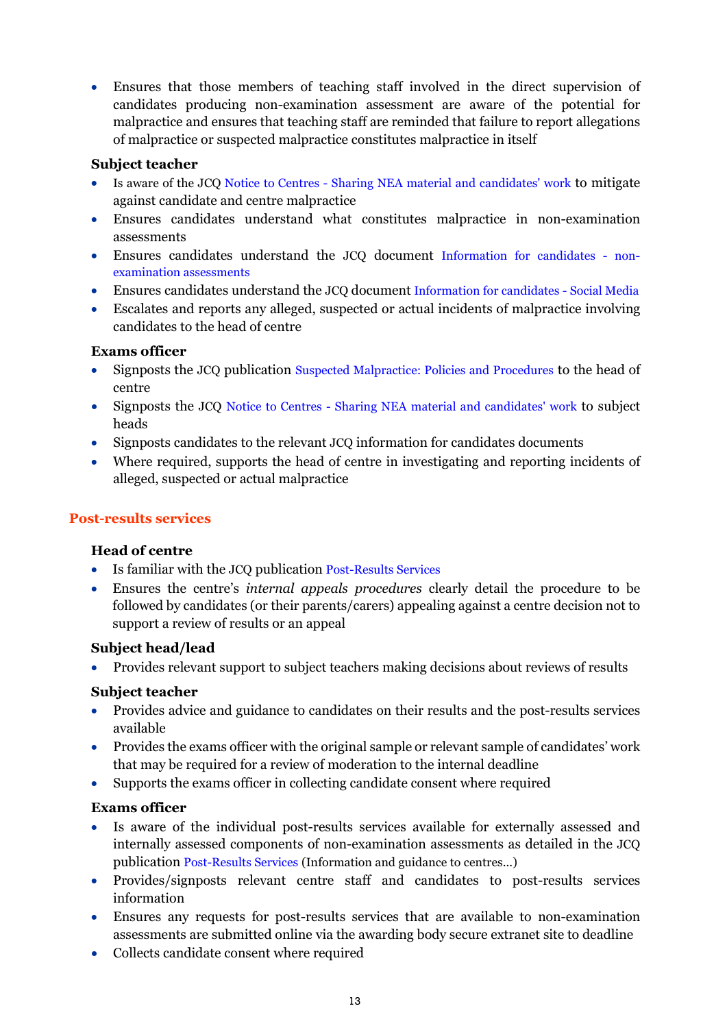- Ensures that those members of teaching staff involved in the direct supervision of candidates producing non-examination assessment are aware of the potential for malpractice and ensures that teaching staff are reminded that failure to report allegations of malpractice or suspected malpractice constitutes malpractice in itself

**Subject teacher**

- Is aware of the JCQ Notice to Centres - Sharing NEA material and candidates' work to mitigate against candidate and centre malpractice
- Ensures candidates understand what constitutes malpractice in non-examination assessments
- Ensures candidates understand the JCQ document Information for candidates - non-examination assessments
- Ensures candidates understand the JCQ document Information for candidates - Social Media
- Escalates and reports any alleged, suspected or actual incidents of malpractice involving candidates to the head of centre

**Exams officer**

- Signposts the JCQ publication Suspected Malpractice: Policies and Procedures to the head of centre
- Signposts the JCQ Notice to Centres - Sharing NEA material and candidates' work to subject heads
- Signposts candidates to the relevant JCQ information for candidates documents
- Where required, supports the head of centre in investigating and reporting incidents of alleged, suspected or actual malpractice

## Post-results services

**Head of centre**

- Is familiar with the JCQ publication Post-Results Services
- Ensures the centre's *internal appeals procedures* clearly detail the procedure to be followed by candidates (or their parents/carers) appealing against a centre decision not to support a review of results or an appeal

**Subject head/lead**

- Provides relevant support to subject teachers making decisions about reviews of results

**Subject teacher**

- Provides advice and guidance to candidates on their results and the post-results services available
- Provides the exams officer with the original sample or relevant sample of candidates' work that may be required for a review of moderation to the internal deadline
- Supports the exams officer in collecting candidate consent where required

**Exams officer**

- Is aware of the individual post-results services available for externally assessed and internally assessed components of non-examination assessments as detailed in the JCQ publication Post-Results Services (Information and guidance to centres...)
- Provides/signposts relevant centre staff and candidates to post-results services information
- Ensures any requests for post-results services that are available to non-examination assessments are submitted online via the awarding body secure extranet site to deadline
- Collects candidate consent where required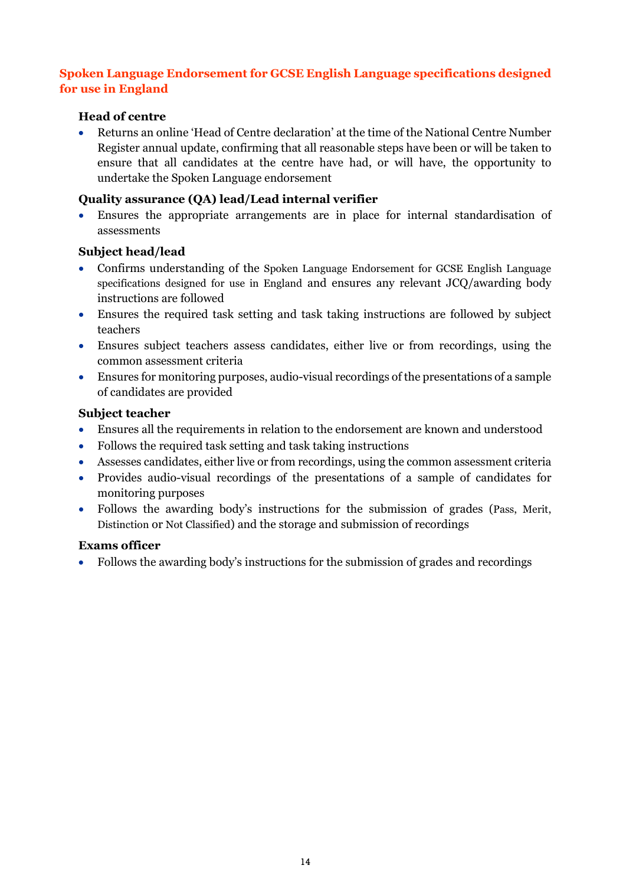## Spoken Language Endorsement for GCSE English Language specifications designed for use in England

### Head of centre

- Returns an online 'Head of Centre declaration' at the time of the National Centre Number Register annual update, confirming that all reasonable steps have been or will be taken to ensure that all candidates at the centre have had, or will have, the opportunity to undertake the Spoken Language endorsement

### Quality assurance (QA) lead/Lead internal verifier

- Ensures the appropriate arrangements are in place for internal standardisation of assessments

### Subject head/lead

- Confirms understanding of the Spoken Language Endorsement for GCSE English Language specifications designed for use in England and ensures any relevant JCQ/awarding body instructions are followed
- Ensures the required task setting and task taking instructions are followed by subject teachers
- Ensures subject teachers assess candidates, either live or from recordings, using the common assessment criteria
- Ensures for monitoring purposes, audio-visual recordings of the presentations of a sample of candidates are provided

### Subject teacher

- Ensures all the requirements in relation to the endorsement are known and understood
- Follows the required task setting and task taking instructions
- Assesses candidates, either live or from recordings, using the common assessment criteria
- Provides audio-visual recordings of the presentations of a sample of candidates for monitoring purposes
- Follows the awarding body's instructions for the submission of grades (Pass, Merit, Distinction or Not Classified) and the storage and submission of recordings

### Exams officer

- Follows the awarding body's instructions for the submission of grades and recordings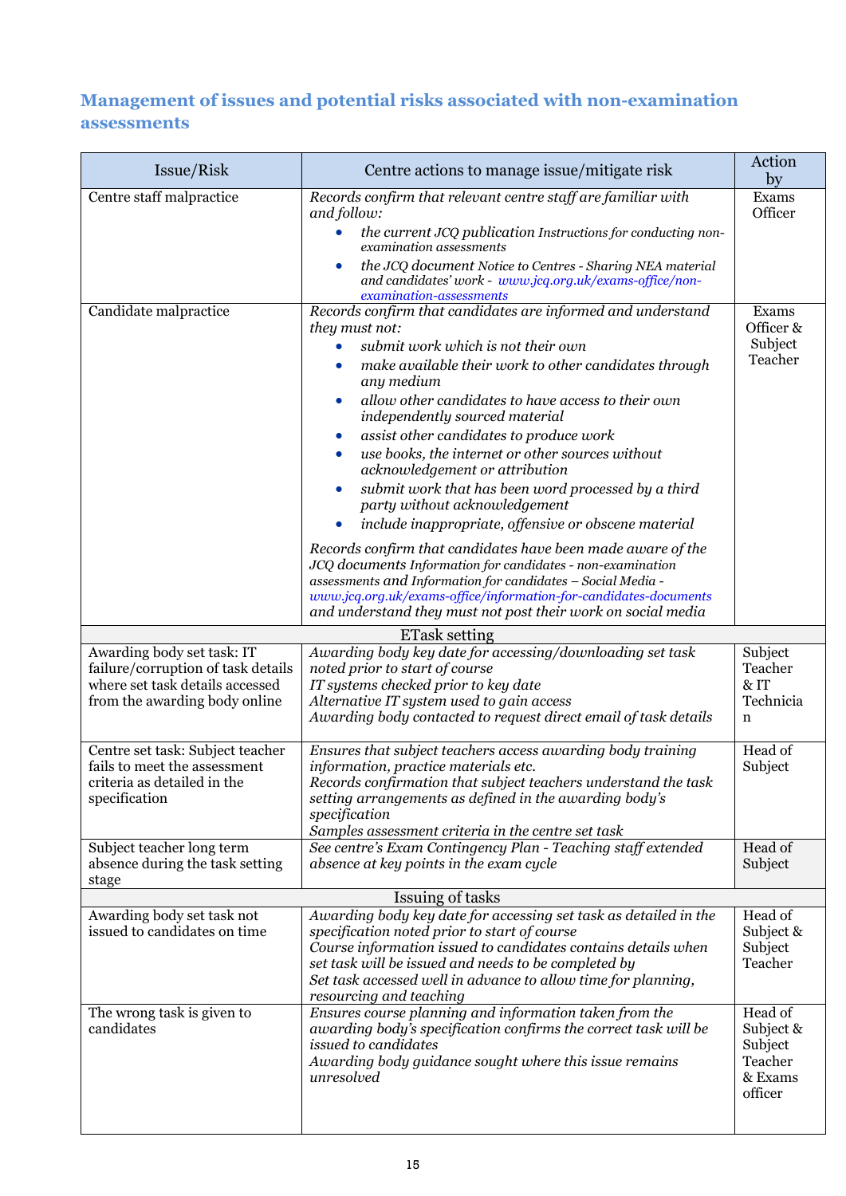## Management of issues and potential risks associated with non-examination assessments

| Issue/Risk | Centre actions to manage issue/mitigate risk | Action by |
|---|---|---|
| Centre staff malpractice | *Records confirm that relevant centre staff are familiar with and follow:*<br>• *the current JCQ publication* Instructions for conducting non-examination assessments<br>• *the JCQ document* Notice to Centres - Sharing NEA material and candidates' work - *www.jcq.org.uk/exams-office/non-examination-assessments* | Exams Officer |
| Candidate malpractice | *Records confirm that candidates are informed and understand they must not:*<br>• *submit work which is not their own*<br>• *make available their work to other candidates through any medium*<br>• *allow other candidates to have access to their own independently sourced material*<br>• *assist other candidates to produce work*<br>• *use books, the internet or other sources without acknowledgement or attribution*<br>• *submit work that has been word processed by a third party without acknowledgement*<br>• *include inappropriate, offensive or obscene material*<br>*Records confirm that candidates have been made aware of the JCQ documents* Information for candidates - non-examination assessments *and* Information for candidates – Social Media - *www.jcq.org.uk/exams-office/information-for-candidates-documents* *and understand they must not post their work on social media* | Exams Officer & Subject Teacher |
| | ETask setting | |
| Awarding body set task: IT failure/corruption of task details where set task details accessed from the awarding body online | *Awarding body key date for accessing/downloading set task noted prior to start of course*<br>*IT systems checked prior to key date*<br>*Alternative IT system used to gain access*<br>*Awarding body contacted to request direct email of task details* | Subject Teacher & IT Technician |
| Centre set task: Subject teacher fails to meet the assessment criteria as detailed in the specification | *Ensures that subject teachers access awarding body training information, practice materials etc.*<br>*Records confirmation that subject teachers understand the task setting arrangements as defined in the awarding body's specification*<br>*Samples assessment criteria in the centre set task* | Head of Subject |
| Subject teacher long term absence during the task setting stage | *See centre's Exam Contingency Plan - Teaching staff extended absence at key points in the exam cycle* | Head of Subject |
| | Issuing of tasks | |
| Awarding body set task not issued to candidates on time | *Awarding body key date for accessing set task as detailed in the specification noted prior to start of course*<br>*Course information issued to candidates contains details when set task will be issued and needs to be completed by*<br>*Set task accessed well in advance to allow time for planning, resourcing and teaching* | Head of Subject & Subject Teacher |
| The wrong task is given to candidates | *Ensures course planning and information taken from the awarding body's specification confirms the correct task will be issued to candidates*<br>*Awarding body guidance sought where this issue remains unresolved* | Head of Subject & Subject Teacher & Exams officer |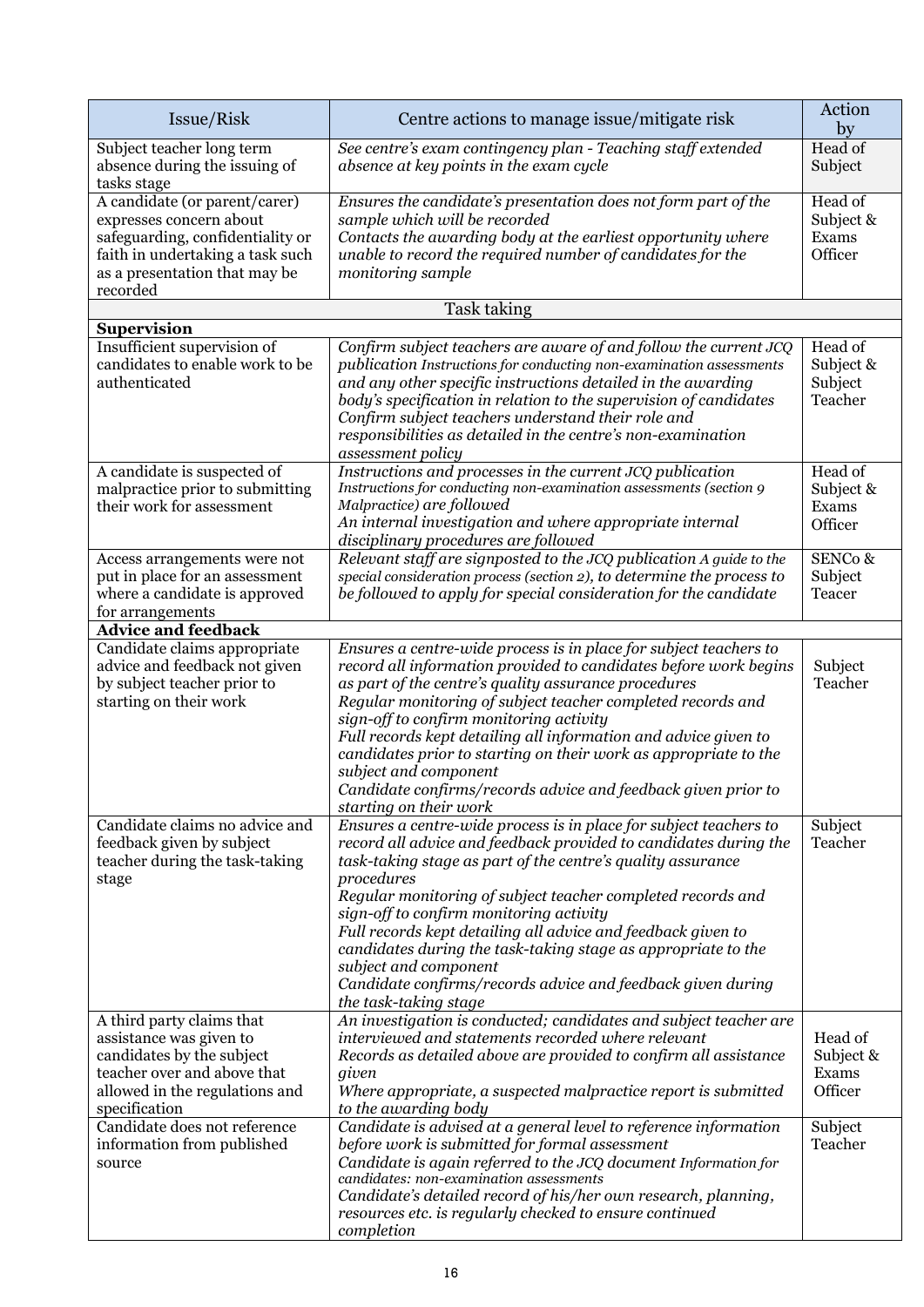| Issue/Risk | Centre actions to manage issue/mitigate risk | Action by |
|---|---|---|
| Subject teacher long term absence during the issuing of tasks stage | *See centre's exam contingency plan - Teaching staff extended absence at key points in the exam cycle* | Head of Subject |
| A candidate (or parent/carer) expresses concern about safeguarding, confidentiality or faith in undertaking a task such as a presentation that may be recorded | *Ensures the candidate's presentation does not form part of the sample which will be recorded*<br>*Contacts the awarding body at the earliest opportunity where unable to record the required number of candidates for the monitoring sample* | Head of Subject & Exams Officer |
| Task taking | | |
| **Supervision** | | |
| Insufficient supervision of candidates to enable work to be authenticated | *Confirm subject teachers are aware of and follow the current JCQ publication Instructions for conducting non-examination assessments and any other specific instructions detailed in the awarding body's specification in relation to the supervision of candidates*<br>*Confirm subject teachers understand their role and responsibilities as detailed in the centre's non-examination assessment policy* | Head of Subject & Subject Teacher |
| A candidate is suspected of malpractice prior to submitting their work for assessment | *Instructions and processes in the current JCQ publication Instructions for conducting non-examination assessments (section 9 Malpractice) are followed*<br>*An internal investigation and where appropriate internal disciplinary procedures are followed* | Head of Subject & Exams Officer |
| Access arrangements were not put in place for an assessment where a candidate is approved for arrangements | *Relevant staff are signposted to the JCQ publication A guide to the special consideration process (section 2), to determine the process to be followed to apply for special consideration for the candidate* | SENCo & Subject Teacer |
| **Advice and feedback** | | |
| Candidate claims appropriate advice and feedback not given by subject teacher prior to starting on their work | *Ensures a centre-wide process is in place for subject teachers to record all information provided to candidates before work begins as part of the centre's quality assurance procedures*<br>*Regular monitoring of subject teacher completed records and sign-off to confirm monitoring activity*<br>*Full records kept detailing all information and advice given to candidates prior to starting on their work as appropriate to the subject and component*<br>*Candidate confirms/records advice and feedback given prior to starting on their work* | Subject Teacher |
| Candidate claims no advice and feedback given by subject teacher during the task-taking stage | *Ensures a centre-wide process is in place for subject teachers to record all advice and feedback provided to candidates during the task-taking stage as part of the centre's quality assurance procedures*<br>*Regular monitoring of subject teacher completed records and sign-off to confirm monitoring activity*<br>*Full records kept detailing all advice and feedback given to candidates during the task-taking stage as appropriate to the subject and component*<br>*Candidate confirms/records advice and feedback given during the task-taking stage* | Subject Teacher |
| A third party claims that assistance was given to candidates by the subject teacher over and above that allowed in the regulations and specification | *An investigation is conducted; candidates and subject teacher are interviewed and statements recorded where relevant*<br>*Records as detailed above are provided to confirm all assistance given*<br>*Where appropriate, a suspected malpractice report is submitted to the awarding body* | Head of Subject & Exams Officer |
| Candidate does not reference information from published source | *Candidate is advised at a general level to reference information before work is submitted for formal assessment*<br>*Candidate is again referred to the JCQ document Information for candidates: non-examination assessments*<br>*Candidate's detailed record of his/her own research, planning, resources etc. is regularly checked to ensure continued completion* | Subject Teacher |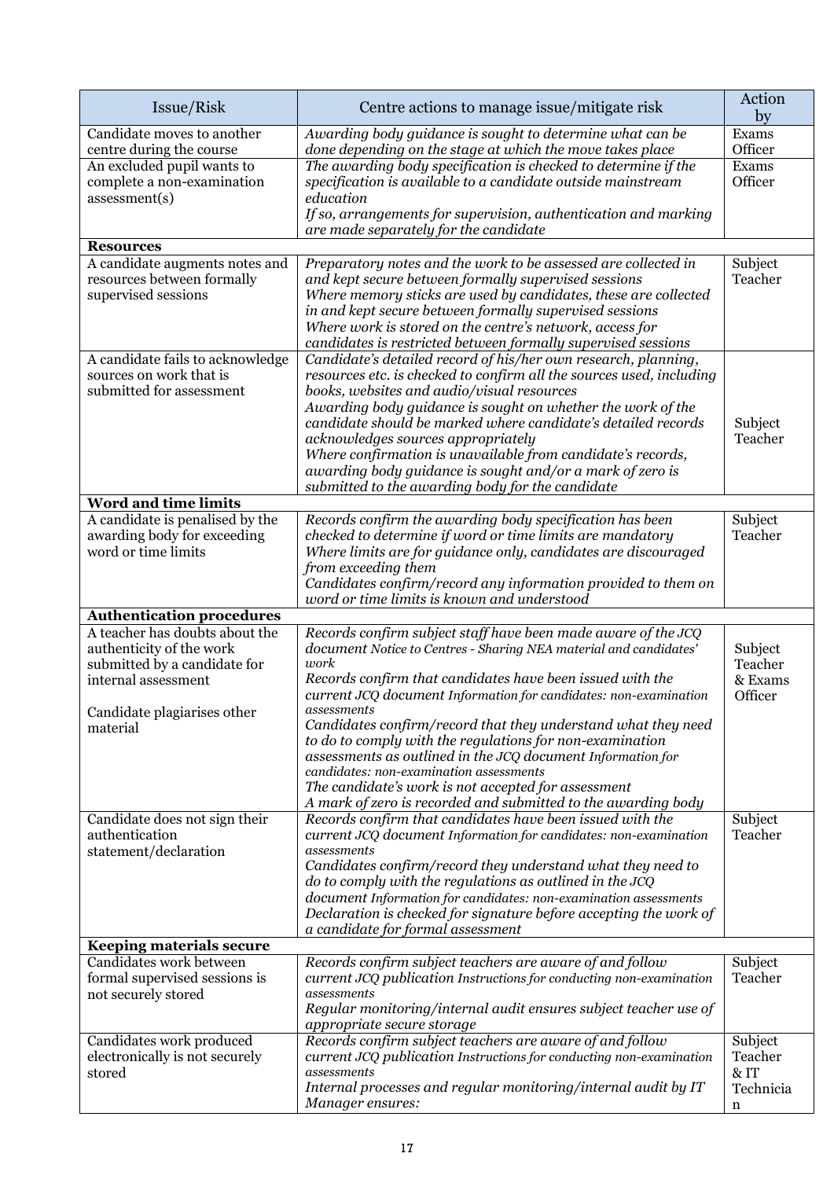| Issue/Risk | Centre actions to manage issue/mitigate risk | Action by |
|---|---|---|
| Candidate moves to another centre during the course | *Awarding body guidance is sought to determine what can be done depending on the stage at which the move takes place* | Exams Officer |
| An excluded pupil wants to complete a non-examination assessment(s) | *The awarding body specification is checked to determine if the specification is available to a candidate outside mainstream education*<br>*If so, arrangements for supervision, authentication and marking are made separately for the candidate* | Exams Officer |
| **Resources** | | |
| A candidate augments notes and resources between formally supervised sessions | *Preparatory notes and the work to be assessed are collected in and kept secure between formally supervised sessions*<br>*Where memory sticks are used by candidates, these are collected in and kept secure between formally supervised sessions*<br>*Where work is stored on the centre's network, access for candidates is restricted between formally supervised sessions* | Subject Teacher |
| A candidate fails to acknowledge sources on work that is submitted for assessment | *Candidate's detailed record of his/her own research, planning, resources etc. is checked to confirm all the sources used, including books, websites and audio/visual resources*<br>*Awarding body guidance is sought on whether the work of the candidate should be marked where candidate's detailed records acknowledges sources appropriately*<br>*Where confirmation is unavailable from candidate's records, awarding body guidance is sought and/or a mark of zero is submitted to the awarding body for the candidate* | Subject Teacher |
| **Word and time limits** | | |
| A candidate is penalised by the awarding body for exceeding word or time limits | *Records confirm the awarding body specification has been checked to determine if word or time limits are mandatory*<br>*Where limits are for guidance only, candidates are discouraged from exceeding them*<br>*Candidates confirm/record any information provided to them on word or time limits is known and understood* | Subject Teacher |
| **Authentication procedures** | | |
| A teacher has doubts about the authenticity of the work submitted by a candidate for internal assessment<br><br>Candidate plagiarises other material | *Records confirm subject staff have been made aware of the JCQ document Notice to Centres - Sharing NEA material and candidates' work*<br>*Records confirm that candidates have been issued with the current JCQ document Information for candidates: non-examination assessments*<br>*Candidates confirm/record that they understand what they need to do to comply with the regulations for non-examination assessments as outlined in the JCQ document Information for candidates: non-examination assessments*<br>*The candidate's work is not accepted for assessment*<br>*A mark of zero is recorded and submitted to the awarding body* | Subject Teacher & Exams Officer |
| Candidate does not sign their authentication statement/declaration | *Records confirm that candidates have been issued with the current JCQ document Information for candidates: non-examination assessments*<br>*Candidates confirm/record they understand what they need to do to comply with the regulations as outlined in the JCQ document Information for candidates: non-examination assessments*<br>*Declaration is checked for signature before accepting the work of a candidate for formal assessment* | Subject Teacher |
| **Keeping materials secure** | | |
| Candidates work between formal supervised sessions is not securely stored | *Records confirm subject teachers are aware of and follow current JCQ publication Instructions for conducting non-examination assessments*<br>*Regular monitoring/internal audit ensures subject teacher use of appropriate secure storage* | Subject Teacher |
| Candidates work produced electronically is not securely stored | *Records confirm subject teachers are aware of and follow current JCQ publication Instructions for conducting non-examination assessments*<br>*Internal processes and regular monitoring/internal audit by IT Manager ensures:* | Subject Teacher & IT Technician |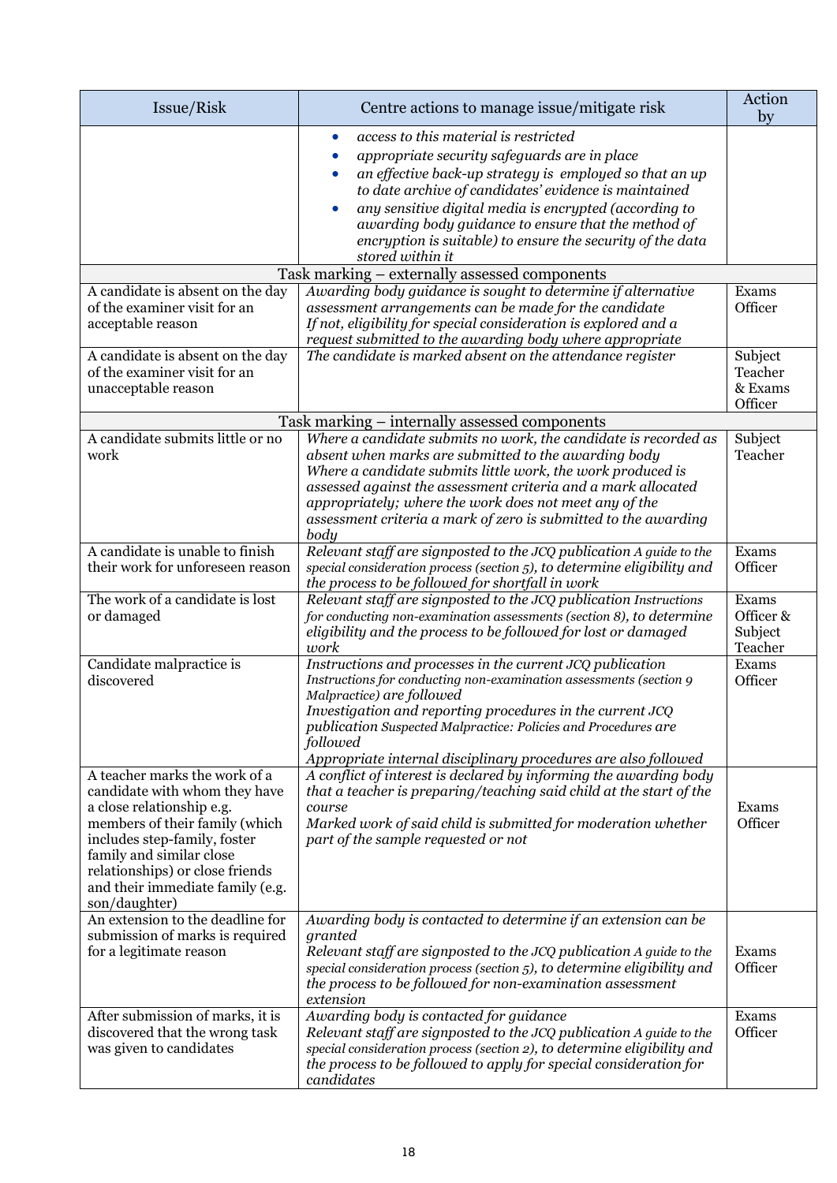| Issue/Risk | Centre actions to manage issue/mitigate risk | Action by |
|---|---|---|
| | • *access to this material is restricted*<br>• *appropriate security safeguards are in place*<br>• *an effective back-up strategy is employed so that an up to date archive of candidates' evidence is maintained*<br>• *any sensitive digital media is encrypted (according to awarding body guidance to ensure that the method of encryption is suitable) to ensure the security of the data stored within it* | |
| | Task marking – externally assessed components | |
| A candidate is absent on the day of the examiner visit for an acceptable reason | *Awarding body guidance is sought to determine if alternative assessment arrangements can be made for the candidate*<br>*If not, eligibility for special consideration is explored and a request submitted to the awarding body where appropriate* | Exams Officer |
| A candidate is absent on the day of the examiner visit for an unacceptable reason | *The candidate is marked absent on the attendance register* | Subject Teacher & Exams Officer |
| | Task marking – internally assessed components | |
| A candidate submits little or no work | *Where a candidate submits no work, the candidate is recorded as absent when marks are submitted to the awarding body*<br>*Where a candidate submits little work, the work produced is assessed against the assessment criteria and a mark allocated appropriately; where the work does not meet any of the assessment criteria a mark of zero is submitted to the awarding body* | Subject Teacher |
| A candidate is unable to finish their work for unforeseen reason | *Relevant staff are signposted to the JCQ publication A guide to the special consideration process (section 5), to determine eligibility and the process to be followed for shortfall in work* | Exams Officer |
| The work of a candidate is lost or damaged | *Relevant staff are signposted to the JCQ publication Instructions for conducting non-examination assessments (section 8), to determine eligibility and the process to be followed for lost or damaged work* | Exams Officer & Subject Teacher |
| Candidate malpractice is discovered | *Instructions and processes in the current JCQ publication Instructions for conducting non-examination assessments (section 9 Malpractice) are followed*<br>*Investigation and reporting procedures in the current JCQ publication Suspected Malpractice: Policies and Procedures are followed*<br>*Appropriate internal disciplinary procedures are also followed* | Exams Officer |
| A teacher marks the work of a candidate with whom they have a close relationship e.g. members of their family (which includes step-family, foster family and similar close relationships) or close friends and their immediate family (e.g. son/daughter) | *A conflict of interest is declared by informing the awarding body that a teacher is preparing/teaching said child at the start of the course*<br>*Marked work of said child is submitted for moderation whether part of the sample requested or not* | Exams Officer |
| An extension to the deadline for submission of marks is required for a legitimate reason | *Awarding body is contacted to determine if an extension can be granted*<br>*Relevant staff are signposted to the JCQ publication A guide to the special consideration process (section 5), to determine eligibility and the process to be followed for non-examination assessment extension* | Exams Officer |
| After submission of marks, it is discovered that the wrong task was given to candidates | *Awarding body is contacted for guidance*<br>*Relevant staff are signposted to the JCQ publication A guide to the special consideration process (section 2), to determine eligibility and the process to be followed to apply for special consideration for candidates* | Exams Officer |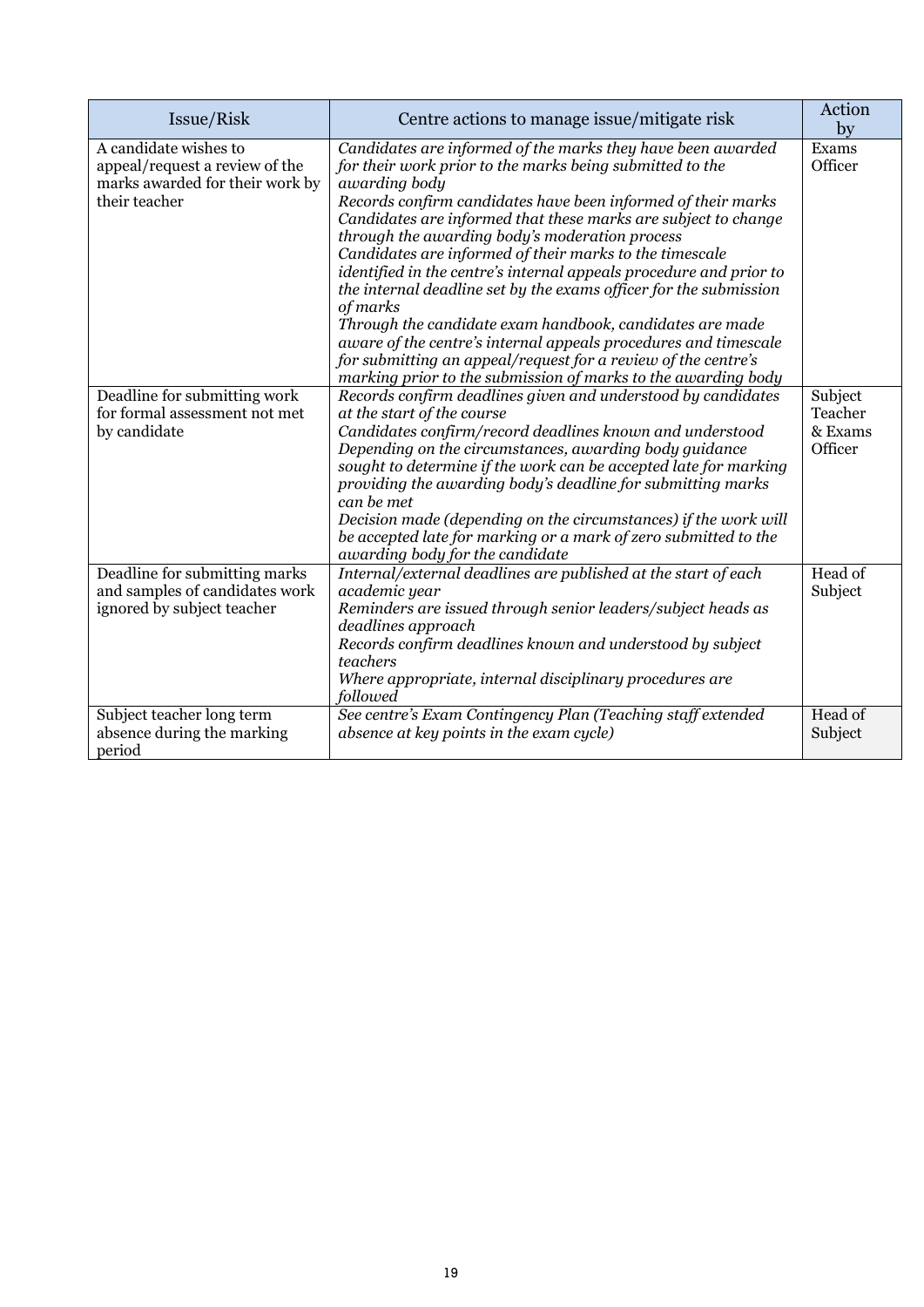| Issue/Risk | Centre actions to manage issue/mitigate risk | Action by |
|---|---|---|
| A candidate wishes to appeal/request a review of the marks awarded for their work by their teacher | *Candidates are informed of the marks they have been awarded for their work prior to the marks being submitted to the awarding body*<br>*Records confirm candidates have been informed of their marks*<br>*Candidates are informed that these marks are subject to change through the awarding body's moderation process*<br>*Candidates are informed of their marks to the timescale identified in the centre's internal appeals procedure and prior to the internal deadline set by the exams officer for the submission of marks*<br>*Through the candidate exam handbook, candidates are made aware of the centre's internal appeals procedures and timescale for submitting an appeal/request for a review of the centre's marking prior to the submission of marks to the awarding body* | Exams Officer |
| Deadline for submitting work for formal assessment not met by candidate | *Records confirm deadlines given and understood by candidates at the start of the course*<br>*Candidates confirm/record deadlines known and understood*<br>*Depending on the circumstances, awarding body guidance sought to determine if the work can be accepted late for marking providing the awarding body's deadline for submitting marks can be met*<br>*Decision made (depending on the circumstances) if the work will be accepted late for marking or a mark of zero submitted to the awarding body for the candidate* | Subject Teacher & Exams Officer |
| Deadline for submitting marks and samples of candidates work ignored by subject teacher | *Internal/external deadlines are published at the start of each academic year*<br>*Reminders are issued through senior leaders/subject heads as deadlines approach*<br>*Records confirm deadlines known and understood by subject teachers*<br>*Where appropriate, internal disciplinary procedures are followed* | Head of Subject |
| Subject teacher long term absence during the marking period | *See centre's Exam Contingency Plan (Teaching staff extended absence at key points in the exam cycle)* | Head of Subject |